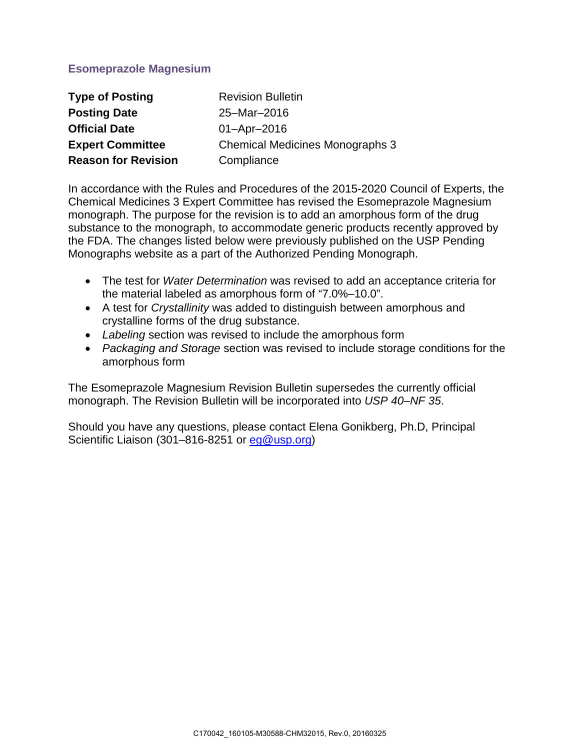## Esomeprazole Magnesium

| | |
|---|---|
| **Type of Posting** | Revision Bulletin |
| **Posting Date** | 25–Mar–2016 |
| **Official Date** | 01–Apr–2016 |
| **Expert Committee** | Chemical Medicines Monographs 3 |
| **Reason for Revision** | Compliance |

In accordance with the Rules and Procedures of the 2015-2020 Council of Experts, the Chemical Medicines 3 Expert Committee has revised the Esomeprazole Magnesium monograph. The purpose for the revision is to add an amorphous form of the drug substance to the monograph, to accommodate generic products recently approved by the FDA. The changes listed below were previously published on the USP Pending Monographs website as a part of the Authorized Pending Monograph.

- The test for *Water Determination* was revised to add an acceptance criteria for the material labeled as amorphous form of "7.0%–10.0".
- A test for *Crystallinity* was added to distinguish between amorphous and crystalline forms of the drug substance.
- *Labeling* section was revised to include the amorphous form
- *Packaging and Storage* section was revised to include storage conditions for the amorphous form

The Esomeprazole Magnesium Revision Bulletin supersedes the currently official monograph. The Revision Bulletin will be incorporated into *USP 40–NF 35*.

Should you have any questions, please contact Elena Gonikberg, Ph.D, Principal Scientific Liaison (301–816-8251 or eg@usp.org)

C170042_160105-M30588-CHM32015, Rev.0, 20160325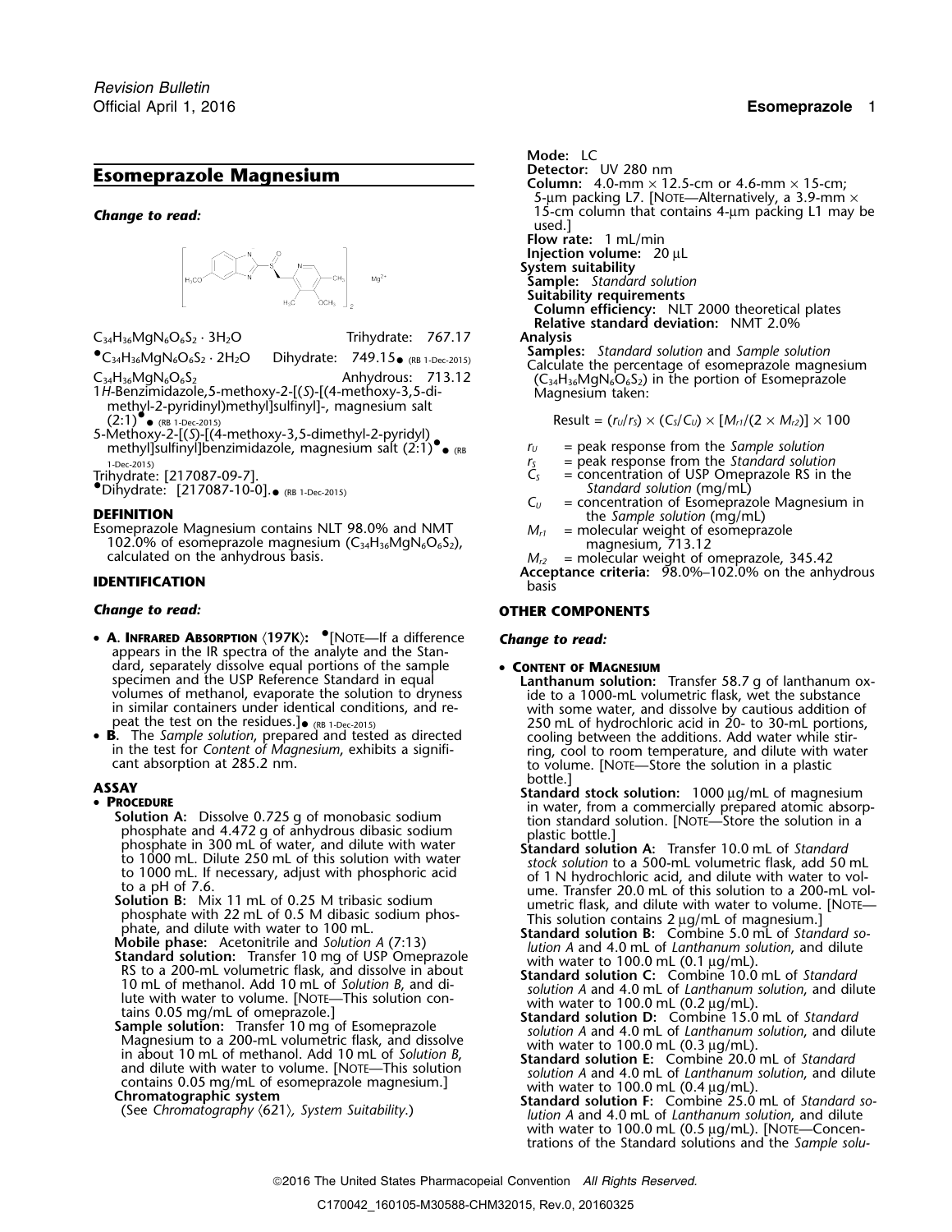# Esomeprazole Magnesium

***Change to read:***

$C_{34}H_{36}MgN_6O_6S_2 \cdot 3H_2O$ Trihydrate: 767.17

•$C_{34}H_{36}MgN_6O_6S_2 \cdot 2H_2O$ Dihydrate: 749.15• (RB 1-Dec-2015)

$C_{34}H_{36}MgN_6O_6S_2$ Anhydrous: 713.12

1*H*-Benzimidazole,5-methoxy-2-[(*S*)-[(4-methoxy-3,5-dimethyl-2-pyridinyl)methyl]sulfinyl]-, magnesium salt (2:1)•• (RB 1-Dec-2015)

5-Methoxy-2-[(*S*)-[(4-methoxy-3,5-dimethyl-2-pyridyl) methyl]sulfinyl]benzimidazole, magnesium salt (2:1)•• (RB 1-Dec-2015)

Trihydrate: [217087-09-7].

•Dihydrate: [217087-10-0].• (RB 1-Dec-2015)

## DEFINITION

Esomeprazole Magnesium contains NLT 98.0% and NMT 102.0% of esomeprazole magnesium ($C_{34}H_{36}MgN_6O_6S_2$), calculated on the anhydrous basis.

## IDENTIFICATION

***Change to read:***

- **A. Infrared Absorption** ⟨197K⟩: •[Note—If a difference appears in the IR spectra of the analyte and the Standard, separately dissolve equal portions of the sample specimen and the USP Reference Standard in equal volumes of methanol, evaporate the solution to dryness in similar containers under identical conditions, and repeat the test on the residues.]• (RB 1-Dec-2015)
- **B.** The *Sample solution*, prepared and tested as directed in the test for *Content of Magnesium*, exhibits a significant absorption at 285.2 nm.

## ASSAY

- **Procedure**

**Solution A:** Dissolve 0.725 g of monobasic sodium phosphate and 4.472 g of anhydrous dibasic sodium phosphate in 300 mL of water, and dilute with water to 1000 mL. Dilute 250 mL of this solution with water to 1000 mL. If necessary, adjust with phosphoric acid to a pH of 7.6.

**Solution B:** Mix 11 mL of 0.25 M tribasic sodium phosphate with 22 mL of 0.5 M dibasic sodium phosphate, and dilute with water to 100 mL.

**Mobile phase:** Acetonitrile and *Solution A* (7:13)

**Standard solution:** Transfer 10 mg of USP Omeprazole RS to a 200-mL volumetric flask, and dissolve in about 10 mL of methanol. Add 10 mL of *Solution B*, and dilute with water to volume. [Note—This solution contains 0.05 mg/mL of omeprazole.]

**Sample solution:** Transfer 10 mg of Esomeprazole Magnesium to a 200-mL volumetric flask, and dissolve in about 10 mL of methanol. Add 10 mL of *Solution B*, and dilute with water to volume. [Note—This solution contains 0.05 mg/mL of esomeprazole magnesium.]

**Chromatographic system**

(See *Chromatography* ⟨621⟩, *System Suitability*.)

**Mode:** LC

**Detector:** UV 280 nm

**Column:** 4.0-mm × 12.5-cm or 4.6-mm × 15-cm; 5-µm packing L7. [Note—Alternatively, a 3.9-mm × 15-cm column that contains 4-µm packing L1 may be used.]

**Flow rate:** 1 mL/min

**Injection volume:** 20 µL

**System suitability**

**Sample:** *Standard solution*

**Suitability requirements**

**Column efficiency:** NLT 2000 theoretical plates

**Relative standard deviation:** NMT 2.0%

**Analysis**

**Samples:** *Standard solution* and *Sample solution*

Calculate the percentage of esomeprazole magnesium ($C_{34}H_{36}MgN_6O_6S_2$) in the portion of Esomeprazole Magnesium taken:

$$\text{Result} = (r_U/r_S) \times (C_S/C_U) \times [M_{r1}/(2 \times M_{r2})] \times 100$$

- $r_U$ = peak response from the *Sample solution*
- $r_S$ = peak response from the *Standard solution*
- $C_S$ = concentration of USP Omeprazole RS in the *Standard solution* (mg/mL)
- $C_U$ = concentration of Esomeprazole Magnesium in the *Sample solution* (mg/mL)
- $M_{r1}$ = molecular weight of esomeprazole magnesium, 713.12
- $M_{r2}$ = molecular weight of omeprazole, 345.42

**Acceptance criteria:** 98.0%–102.0% on the anhydrous basis

## OTHER COMPONENTS

***Change to read:***

- **Content of Magnesium**

**Lanthanum solution:** Transfer 58.7 g of lanthanum oxide to a 1000-mL volumetric flask, wet the substance with some water, and dissolve by cautious addition of 250 mL of hydrochloric acid in 20- to 30-mL portions, cooling between the additions. Add water while stirring, cool to room temperature, and dilute with water to volume. [Note—Store the solution in a plastic bottle.]

**Standard stock solution:** 1000 µg/mL of magnesium in water, from a commercially prepared atomic absorption standard solution. [Note—Store the solution in a plastic bottle.]

**Standard solution A:** Transfer 10.0 mL of *Standard stock solution* to a 500-mL volumetric flask, add 50 mL of 1 N hydrochloric acid, and dilute with water to volume. Transfer 20.0 mL of this solution to a 200-mL volumetric flask, and dilute with water to volume. [Note—This solution contains 2 µg/mL of magnesium.]

**Standard solution B:** Combine 5.0 mL of *Standard solution A* and 4.0 mL of *Lanthanum solution*, and dilute with water to 100.0 mL (0.1 µg/mL).

**Standard solution C:** Combine 10.0 mL of *Standard solution A* and 4.0 mL of *Lanthanum solution*, and dilute with water to 100.0 mL (0.2 µg/mL).

**Standard solution D:** Combine 15.0 mL of *Standard solution A* and 4.0 mL of *Lanthanum solution*, and dilute with water to 100.0 mL (0.3 µg/mL).

**Standard solution E:** Combine 20.0 mL of *Standard solution A* and 4.0 mL of *Lanthanum solution*, and dilute with water to 100.0 mL (0.4 µg/mL).

**Standard solution F:** Combine 25.0 mL of *Standard solution A* and 4.0 mL of *Lanthanum solution*, and dilute with water to 100.0 mL (0.5 µg/mL). [Note—Concentrations of the Standard solutions and the *Sample solu-*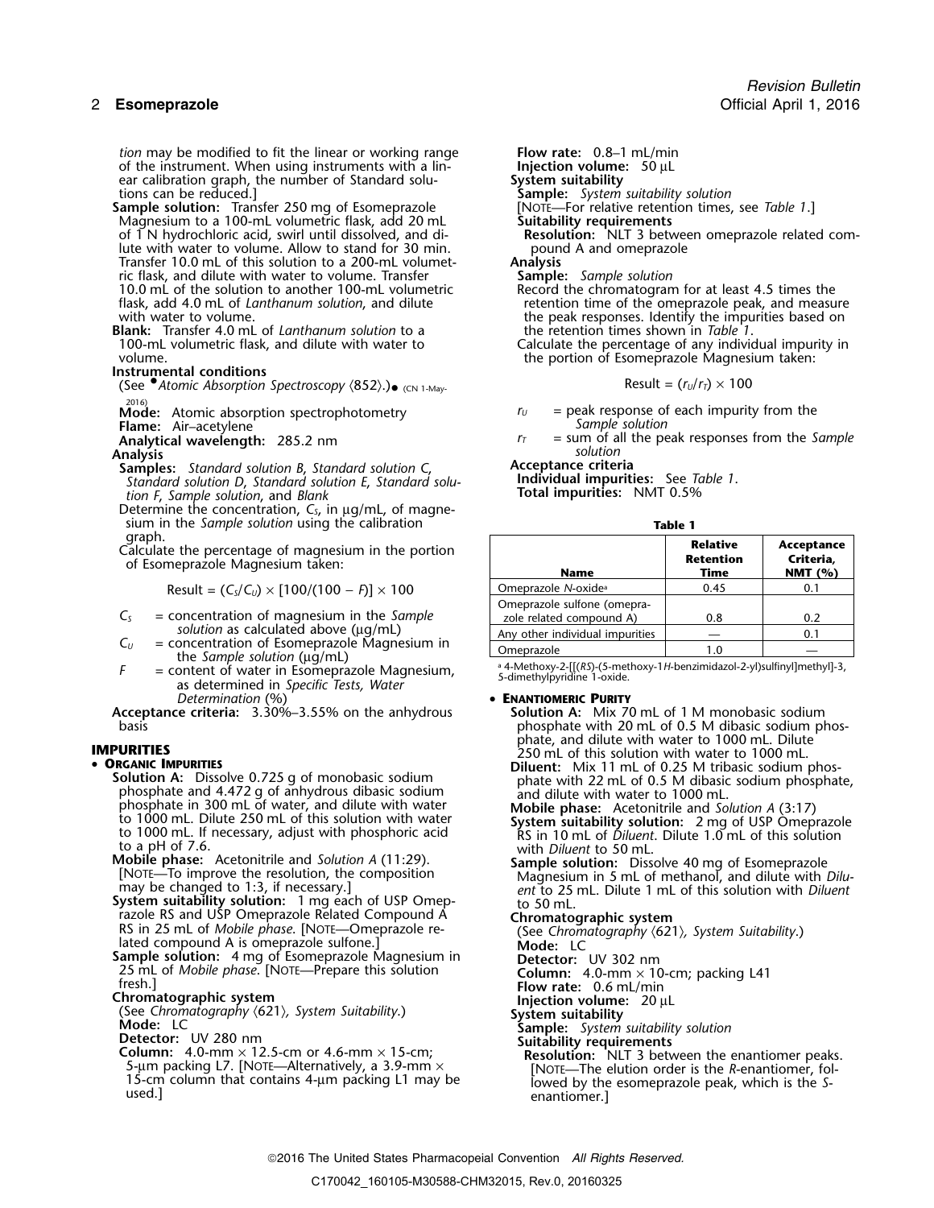*tion* may be modified to fit the linear or working range of the instrument. When using instruments with a linear calibration graph, the number of Standard solutions can be reduced.]

**Sample solution:** Transfer 250 mg of Esomeprazole Magnesium to a 100-mL volumetric flask, add 20 mL of 1 N hydrochloric acid, swirl until dissolved, and dilute with water to volume. Allow to stand for 30 min. Transfer 10.0 mL of this solution to a 200-mL volumetric flask, and dilute with water to volume. Transfer 10.0 mL of the solution to another 100-mL volumetric flask, add 4.0 mL of *Lanthanum solution*, and dilute with water to volume.

**Blank:** Transfer 4.0 mL of *Lanthanum solution* to a 100-mL volumetric flask, and dilute with water to volume.

**Instrumental conditions**

(See •*Atomic Absorption Spectroscopy* ⟨852⟩.)• (CN 1-May-2016)

**Mode:** Atomic absorption spectrophotometry

**Flame:** Air–acetylene

**Analytical wavelength:** 285.2 nm

**Analysis**

**Samples:** *Standard solution B*, *Standard solution C*, *Standard solution D*, *Standard solution E*, *Standard solution F*, *Sample solution*, and *Blank*

Determine the concentration, $C_S$, in µg/mL, of magnesium in the *Sample solution* using the calibration graph.

Calculate the percentage of magnesium in the portion of Esomeprazole Magnesium taken:

$$\text{Result} = (C_S/C_U) \times [100/(100 - F)] \times 100$$

$C_S$ = concentration of magnesium in the *Sample solution* as calculated above (µg/mL)

$C_U$ = concentration of Esomeprazole Magnesium in the *Sample solution* (µg/mL)

$F$ = content of water in Esomeprazole Magnesium, as determined in *Specific Tests, Water Determination* (%)

**Acceptance criteria:** 3.30%–3.55% on the anhydrous basis

## IMPURITIES

• **Organic Impurities**

**Solution A:** Dissolve 0.725 g of monobasic sodium phosphate and 4.472 g of anhydrous dibasic sodium phosphate in 300 mL of water, and dilute with water to 1000 mL. Dilute 250 mL of this solution with water to 1000 mL. If necessary, adjust with phosphoric acid to a pH of 7.6.

**Mobile phase:** Acetonitrile and *Solution A* (11:29). [Note—To improve the resolution, the composition may be changed to 1:3, if necessary.]

**System suitability solution:** 1 mg each of USP Omeprazole RS and USP Omeprazole Related Compound A RS in 25 mL of *Mobile phase*. [Note—Omeprazole related compound A is omeprazole sulfone.]

**Sample solution:** 4 mg of Esomeprazole Magnesium in 25 mL of *Mobile phase*. [Note—Prepare this solution fresh.]

**Chromatographic system**

(See *Chromatography* ⟨621⟩, *System Suitability*.)

**Mode:** LC

**Detector:** UV 280 nm

**Column:** 4.0-mm × 12.5-cm or 4.6-mm × 15-cm; 5-µm packing L7. [Note—Alternatively, a 3.9-mm × 15-cm column that contains 4-µm packing L1 may be used.]

**Flow rate:** 0.8–1 mL/min

**Injection volume:** 50 µL

**System suitability**

**Sample:** *System suitability solution*

[Note—For relative retention times, see *Table 1*.]

**Suitability requirements**

**Resolution:** NLT 3 between omeprazole related compound A and omeprazole

**Analysis**

**Sample:** *Sample solution*

Record the chromatogram for at least 4.5 times the retention time of the omeprazole peak, and measure the peak responses. Identify the impurities based on the retention times shown in *Table 1*.

Calculate the percentage of any individual impurity in the portion of Esomeprazole Magnesium taken:

$$\text{Result} = (r_U/r_T) \times 100$$

$r_U$ = peak response of each impurity from the *Sample solution*

$r_T$ = sum of all the peak responses from the *Sample solution*

**Acceptance criteria**

**Individual impurities:** See *Table 1*.

**Total impurities:** NMT 0.5%

**Table 1**

| Name | Relative Retention Time | Acceptance Criteria, NMT (%) |
|---|---|---|
| Omeprazole *N*-oxide[a] | 0.45 | 0.1 |
| Omeprazole sulfone (omeprazole related compound A) | 0.8 | 0.2 |
| Any other individual impurities | — | 0.1 |
| Omeprazole | 1.0 | — |

[a] 4-Methoxy-2-[[(*RS*)-(5-methoxy-1*H*-benzimidazol-2-yl)sulfinyl]methyl]-3,5-dimethylpyridine 1-oxide.

• **Enantiomeric Purity**

**Solution A:** Mix 70 mL of 1 M monobasic sodium phosphate with 20 mL of 0.5 M dibasic sodium phosphate, and dilute with water to 1000 mL. Dilute 250 mL of this solution with water to 1000 mL.

**Diluent:** Mix 11 mL of 0.25 M tribasic sodium phosphate with 22 mL of 0.5 M dibasic sodium phosphate, and dilute with water to 1000 mL.

**Mobile phase:** Acetonitrile and *Solution A* (3:17)

**System suitability solution:** 2 mg of USP Omeprazole RS in 10 mL of *Diluent*. Dilute 1.0 mL of this solution with *Diluent* to 50 mL.

**Sample solution:** Dissolve 40 mg of Esomeprazole Magnesium in 5 mL of methanol, and dilute with *Diluent* to 25 mL. Dilute 1 mL of this solution with *Diluent* to 50 mL.

**Chromatographic system**

(See *Chromatography* ⟨621⟩, *System Suitability*.)

**Mode:** LC

**Detector:** UV 302 nm

**Column:** 4.0-mm × 10-cm; packing L41

**Flow rate:** 0.6 mL/min

**Injection volume:** 20 µL

**System suitability**

**Sample:** *System suitability solution*

**Suitability requirements**

**Resolution:** NLT 3 between the enantiomer peaks. [Note—The elution order is the *R*-enantiomer, followed by the esomeprazole peak, which is the *S*-enantiomer.]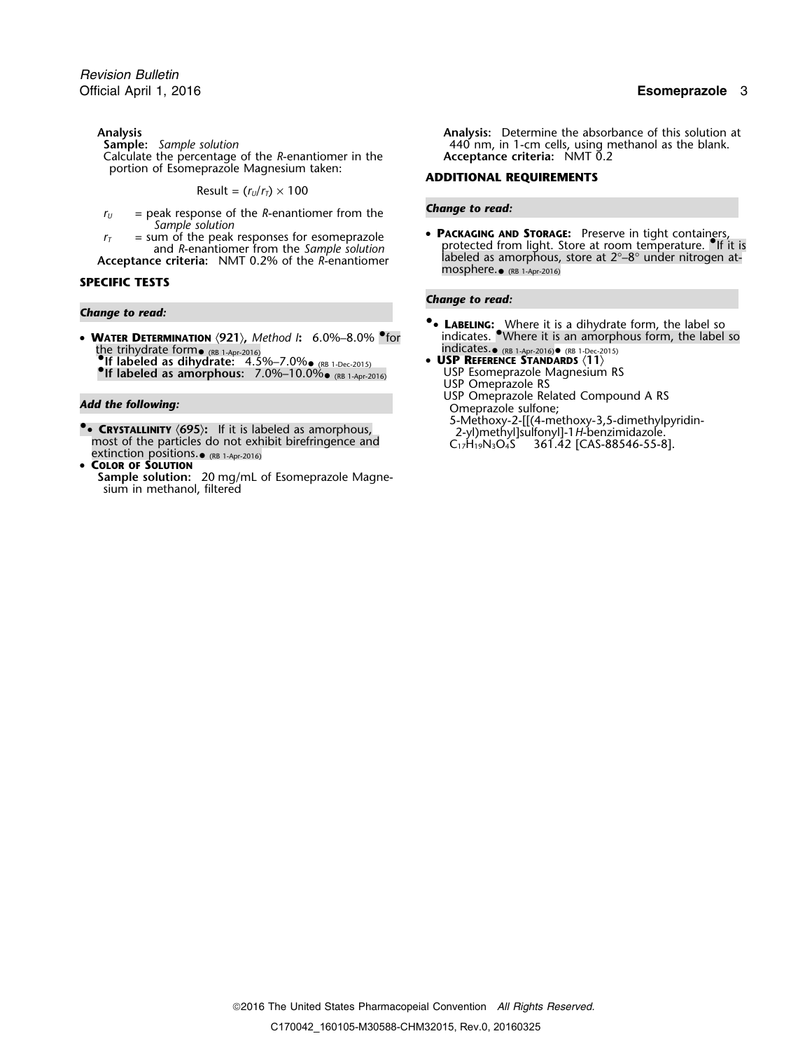**Analysis**

**Sample:** *Sample solution*

Calculate the percentage of the *R*-enantiomer in the portion of Esomeprazole Magnesium taken:

$$\text{Result} = (r_U/r_T) \times 100$$

$r_U$ = peak response of the *R*-enantiomer from the *Sample solution*

$r_T$ = sum of the peak responses for esomeprazole and *R*-enantiomer from the *Sample solution*

**Acceptance criteria:** NMT 0.2% of the *R*-enantiomer

## SPECIFIC TESTS

***Change to read:***

- **Water Determination** ⟨921⟩**,** *Method I***:** 6.0%–8.0% •for the trihydrate form• (RB 1-Apr-2016)
  •**If labeled as dihydrate:** 4.5%–7.0%• (RB 1-Dec-2015)
  •**If labeled as amorphous:** 7.0%–10.0%• (RB 1-Apr-2016)

***Add the following:***

- •• **Crystallinity** ⟨695⟩**:** If it is labeled as amorphous, most of the particles do not exhibit birefringence and extinction positions.• (RB 1-Apr-2016)
- **Color of Solution**

**Sample solution:** 20 mg/mL of Esomeprazole Magnesium in methanol, filtered

**Analysis:** Determine the absorbance of this solution at 440 nm, in 1-cm cells, using methanol as the blank.

**Acceptance criteria:** NMT 0.2

## ADDITIONAL REQUIREMENTS

***Change to read:***

- **Packaging and Storage:** Preserve in tight containers, protected from light. Store at room temperature. •If it is labeled as amorphous, store at 2°–8° under nitrogen atmosphere.• (RB 1-Apr-2016)

***Change to read:***

- •• **Labeling:** Where it is a dihydrate form, the label so indicates. •Where it is an amorphous form, the label so indicates.• (RB 1-Apr-2016)• (RB 1-Dec-2015)
- **USP Reference Standards** ⟨11⟩

USP Esomeprazole Magnesium RS

USP Omeprazole RS

USP Omeprazole Related Compound A RS

Omeprazole sulfone;

5-Methoxy-2-[[(4-methoxy-3,5-dimethylpyridin-2-yl)methyl]sulfonyl]-1*H*-benzimidazole.

$C_{17}H_{19}N_3O_4S$ 361.42 [CAS-88546-55-8].